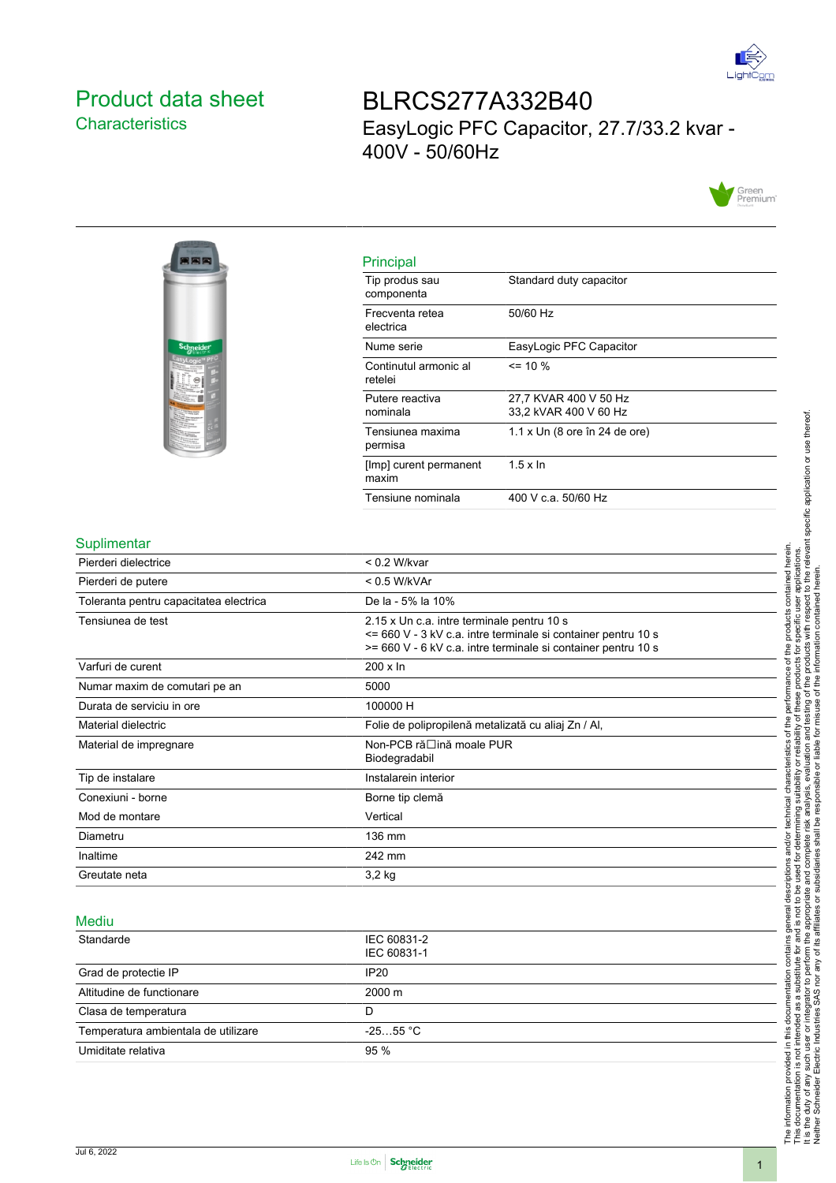# Product data sheet

## Characteristics

# BLRCS277A332B40

EasyLogic PFC Capacitor, 27.7/33.2 kvar - 400V - 50/60Hz

### Principal

| | |
|---|---|
| Tip produs sau componenta | Standard duty capacitor |
| Frecventa retea electrica | 50/60 Hz |
| Nume serie | EasyLogic PFC Capacitor |
| Continutul armonic al retelei | <= 10 % |
| Putere reactiva nominala | 27,7 KVAR 400 V 50 Hz<br>33,2 kVAR 400 V 60 Hz |
| Tensiunea maxima permisa | 1.1 x Un (8 ore în 24 de ore) |
| [Imp] curent permanent maxim | 1.5 x In |
| Tensiune nominala | 400 V c.a. 50/60 Hz |

### Suplimentar

| | |
|---|---|
| Pierderi dielectrice | < 0.2 W/kvar |
| Pierderi de putere | < 0.5 W/kVAr |
| Toleranta pentru capacitatea electrica | De la - 5% la 10% |
| Tensiunea de test | 2.15 x Un c.a. intre terminale pentru 10 s<br><= 660 V - 3 kV c.a. intre terminale si container pentru 10 s<br>>= 660 V - 6 kV c.a. intre terminale si container pentru 10 s |
| Varfuri de curent | 200 x In |
| Numar maxim de comutari pe an | 5000 |
| Durata de serviciu in ore | 100000 H |
| Material dielectric | Folie de polipropilenă metalizată cu aliaj Zn / Al, |
| Material de impregnare | Non-PCB ră☐ină moale PUR<br>Biodegradabil |
| Tip de instalare | Instalarein interior |
| Conexiuni - borne | Borne tip clemă |
| Mod de montare | Vertical |
| Diametru | 136 mm |
| Inaltime | 242 mm |
| Greutate neta | 3,2 kg |

### Mediu

| | |
|---|---|
| Standarde | IEC 60831-2<br>IEC 60831-1 |
| Grad de protectie IP | IP20 |
| Altitudine de functionare | 2000 m |
| Clasa de temperatura | D |
| Temperatura ambientala de utilizare | -25…55 °C |
| Umiditate relativa | 95 % |

The information provided in this documentation contains general descriptions and/or technical characteristics of the performance of the products contained herein. This documentation is not intended as a substitute for and is not to be used for determining suitability or reliability of these products for specific user applications. It is the duty of any such user or integrator to perform the appropriate and complete risk analysis, evaluation and testing of the products with respect to the relevant specific application or use thereof. Neither Schneider Electric Industries SAS nor any of its affiliates or subsidiaries shall be responsible or liable for misuse of the information contained herein.

Jul 6, 2022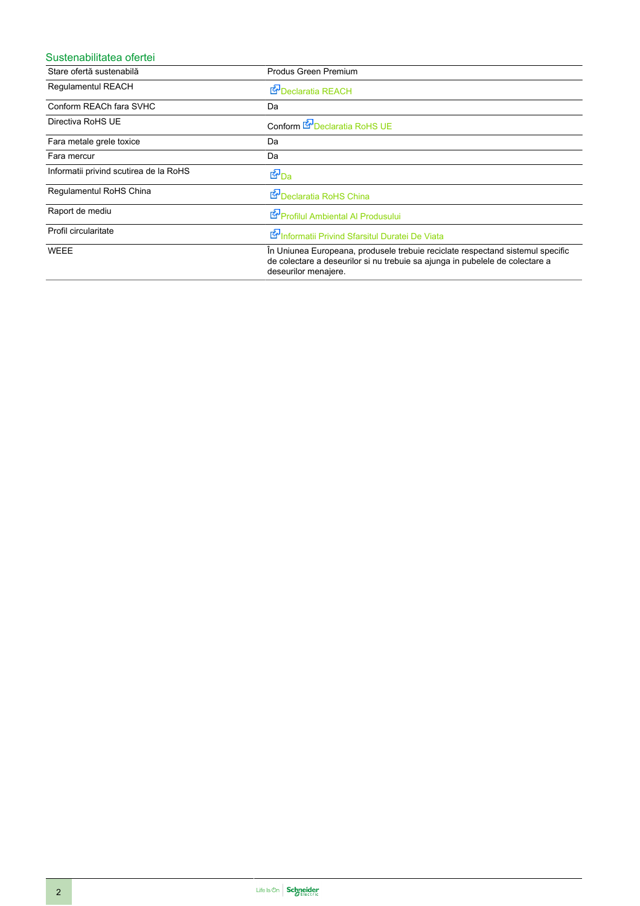## Sustenabilitatea ofertei

| | |
|---|---|
| Stare ofertă sustenabilă | Produs Green Premium |
| Regulamentul REACH | Declaratia REACH |
| Conform REACh fara SVHC | Da |
| Directiva RoHS UE | Conform Declaratia RoHS UE |
| Fara metale grele toxice | Da |
| Fara mercur | Da |
| Informatii privind scutirea de la RoHS | Da |
| Regulamentul RoHS China | Declaratia RoHS China |
| Raport de mediu | Profilul Ambiental Al Produsului |
| Profil circularitate | Informatii Privind Sfarsitul Duratei De Viata |
| WEEE | În Uniunea Europeana, produsele trebuie reciclate respectand sistemul specific de colectare a deseurilor si nu trebuie sa ajunga in pubelele de colectare a deseurilor menajere. |